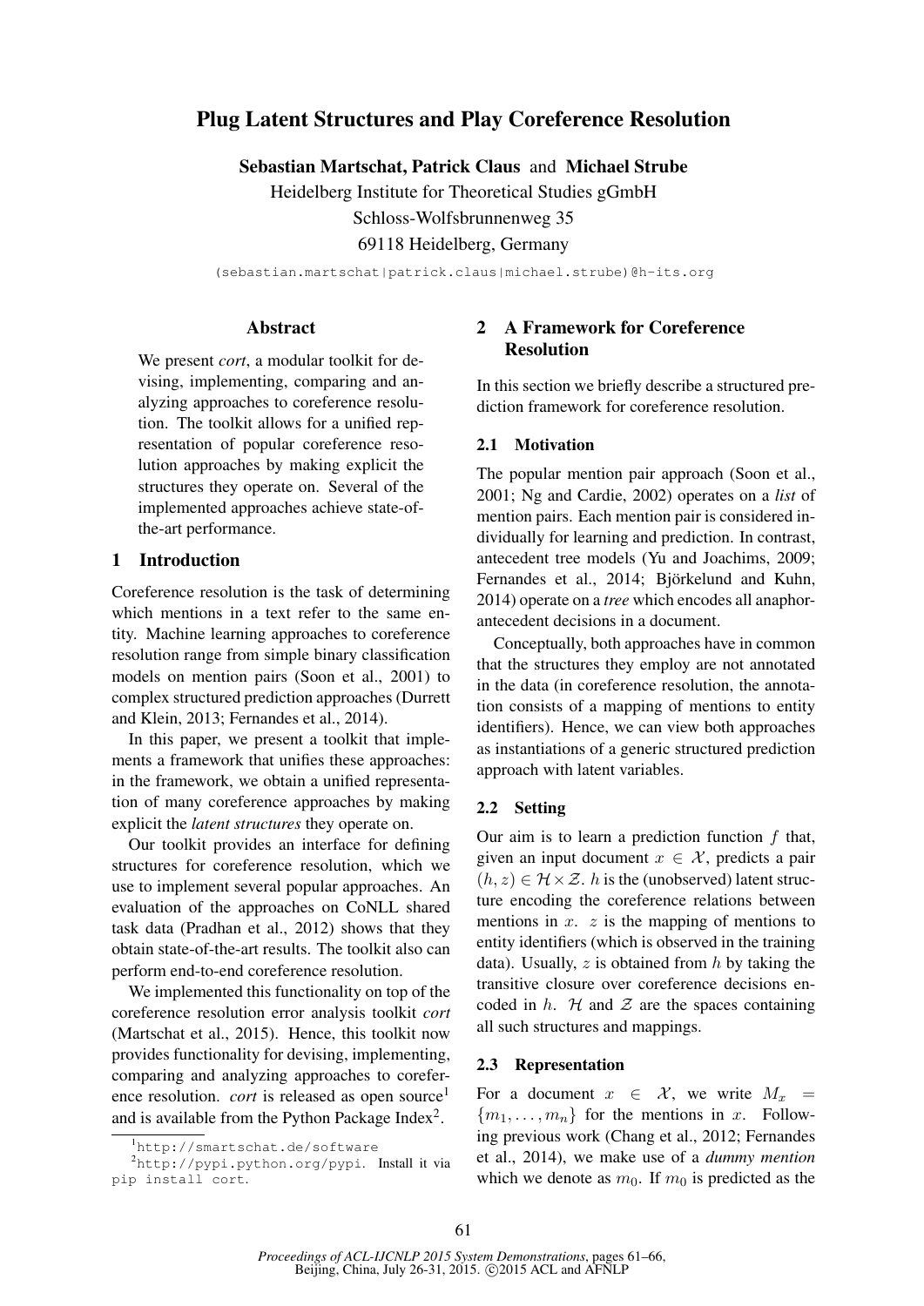# Plug Latent Structures and Play Coreference Resolution

**Sebastian Martschat, Patrick Claus** and **Michael Strube**

Heidelberg Institute for Theoretical Studies gGmbH
Schloss-Wolfsbrunnenweg 35
69118 Heidelberg, Germany

(sebastian.martschat|patrick.claus|michael.strube)@h-its.org

## Abstract

We present *cort*, a modular toolkit for devising, implementing, comparing and analyzing approaches to coreference resolution. The toolkit allows for a unified representation of popular coreference resolution approaches by making explicit the structures they operate on. Several of the implemented approaches achieve state-of-the-art performance.

## 1 Introduction

Coreference resolution is the task of determining which mentions in a text refer to the same entity. Machine learning approaches to coreference resolution range from simple binary classification models on mention pairs (Soon et al., 2001) to complex structured prediction approaches (Durrett and Klein, 2013; Fernandes et al., 2014).

In this paper, we present a toolkit that implements a framework that unifies these approaches: in the framework, we obtain a unified representation of many coreference approaches by making explicit the *latent structures* they operate on.

Our toolkit provides an interface for defining structures for coreference resolution, which we use to implement several popular approaches. An evaluation of the approaches on CoNLL shared task data (Pradhan et al., 2012) shows that they obtain state-of-the-art results. The toolkit also can perform end-to-end coreference resolution.

We implemented this functionality on top of the coreference resolution error analysis toolkit *cort* (Martschat et al., 2015). Hence, this toolkit now provides functionality for devising, implementing, comparing and analyzing approaches to coreference resolution. *cort* is released as open source[1] and is available from the Python Package Index[2].

[1] http://smartschat.de/software

[2] http://pypi.python.org/pypi. Install it via pip install cort.

## 2 A Framework for Coreference Resolution

In this section we briefly describe a structured prediction framework for coreference resolution.

### 2.1 Motivation

The popular mention pair approach (Soon et al., 2001; Ng and Cardie, 2002) operates on a *list* of mention pairs. Each mention pair is considered individually for learning and prediction. In contrast, antecedent tree models (Yu and Joachims, 2009; Fernandes et al., 2014; Björkelund and Kuhn, 2014) operate on a *tree* which encodes all anaphor-antecedent decisions in a document.

Conceptually, both approaches have in common that the structures they employ are not annotated in the data (in coreference resolution, the annotation consists of a mapping of mentions to entity identifiers). Hence, we can view both approaches as instantiations of a generic structured prediction approach with latent variables.

### 2.2 Setting

Our aim is to learn a prediction function $f$ that, given an input document $x \in \mathcal{X}$, predicts a pair $(h, z) \in \mathcal{H} \times \mathcal{Z}$. $h$ is the (unobserved) latent structure encoding the coreference relations between mentions in $x$. $z$ is the mapping of mentions to entity identifiers (which is observed in the training data). Usually, $z$ is obtained from $h$ by taking the transitive closure over coreference decisions encoded in $h$. $\mathcal{H}$ and $\mathcal{Z}$ are the spaces containing all such structures and mappings.

### 2.3 Representation

For a document $x \in \mathcal{X}$, we write $M_x = \{m_1, \ldots, m_n\}$ for the mentions in $x$. Following previous work (Chang et al., 2012; Fernandes et al., 2014), we make use of a *dummy mention* which we denote as $m_0$. If $m_0$ is predicted as the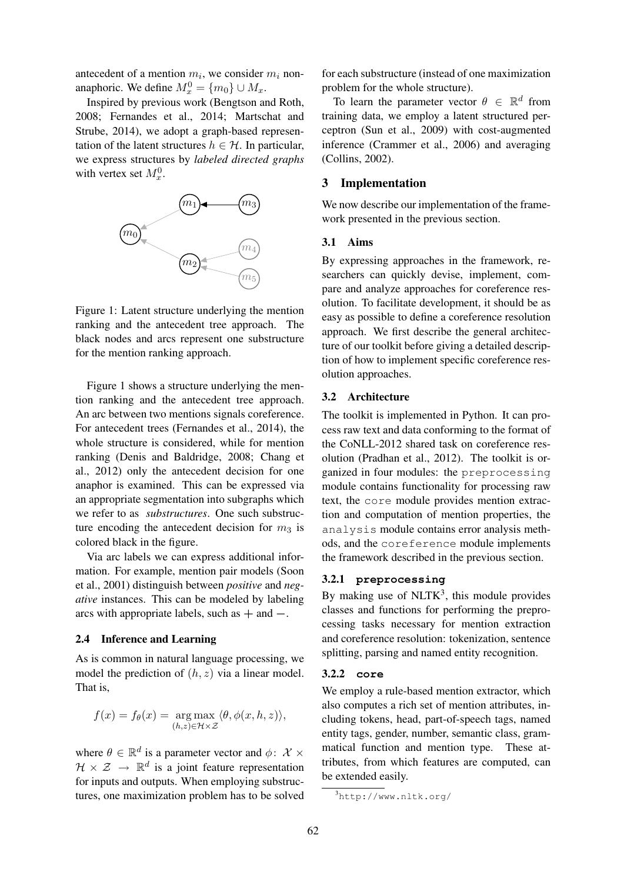antecedent of a mention $m_i$, we consider $m_i$ non-anaphoric. We define $M_x^0 = \{m_0\} \cup M_x$.

Inspired by previous work (Bengtson and Roth, 2008; Fernandes et al., 2014; Martschat and Strube, 2014), we adopt a graph-based representation of the latent structures $h \in \mathcal{H}$. In particular, we express structures by *labeled directed graphs* with vertex set $M_x^0$.

Figure 1: Latent structure underlying the mention ranking and the antecedent tree approach. The black nodes and arcs represent one substructure for the mention ranking approach.

Figure 1 shows a structure underlying the mention ranking and the antecedent tree approach. An arc between two mentions signals coreference. For antecedent trees (Fernandes et al., 2014), the whole structure is considered, while for mention ranking (Denis and Baldridge, 2008; Chang et al., 2012) only the antecedent decision for one anaphor is examined. This can be expressed via an appropriate segmentation into subgraphs which we refer to as *substructures*. One such substructure encoding the antecedent decision for $m_3$ is colored black in the figure.

Via arc labels we can express additional information. For example, mention pair models (Soon et al., 2001) distinguish between *positive* and *negative* instances. This can be modeled by labeling arcs with appropriate labels, such as $+$ and $-$.

### 2.4 Inference and Learning

As is common in natural language processing, we model the prediction of $(h, z)$ via a linear model. That is,

$$f(x) = f_\theta(x) = \underset{(h,z) \in \mathcal{H} \times \mathcal{Z}}{\arg\max} \langle \theta, \phi(x, h, z) \rangle,$$

where $\theta \in \mathbb{R}^d$ is a parameter vector and $\phi \colon \mathcal{X} \times \mathcal{H} \times \mathcal{Z} \rightarrow \mathbb{R}^d$ is a joint feature representation for inputs and outputs. When employing substructures, one maximization problem has to be solved for each substructure (instead of one maximization problem for the whole structure).

To learn the parameter vector $\theta \in \mathbb{R}^d$ from training data, we employ a latent structured perceptron (Sun et al., 2009) with cost-augmented inference (Crammer et al., 2006) and averaging (Collins, 2002).

## 3 Implementation

We now describe our implementation of the framework presented in the previous section.

### 3.1 Aims

By expressing approaches in the framework, researchers can quickly devise, implement, compare and analyze approaches for coreference resolution. To facilitate development, it should be as easy as possible to define a coreference resolution approach. We first describe the general architecture of our toolkit before giving a detailed description of how to implement specific coreference resolution approaches.

### 3.2 Architecture

The toolkit is implemented in Python. It can process raw text and data conforming to the format of the CoNLL-2012 shared task on coreference resolution (Pradhan et al., 2012). The toolkit is organized in four modules: the `preprocessing` module contains functionality for processing raw text, the `core` module provides mention extraction and computation of mention properties, the `analysis` module contains error analysis methods, and the `coreference` module implements the framework described in the previous section.

#### 3.2.1 `preprocessing`

By making use of NLTK[3], this module provides classes and functions for performing the preprocessing tasks necessary for mention extraction and coreference resolution: tokenization, sentence splitting, parsing and named entity recognition.

#### 3.2.2 `core`

We employ a rule-based mention extractor, which also computes a rich set of mention attributes, including tokens, head, part-of-speech tags, named entity tags, gender, number, semantic class, grammatical function and mention type. These attributes, from which features are computed, can be extended easily.

[3] http://www.nltk.org/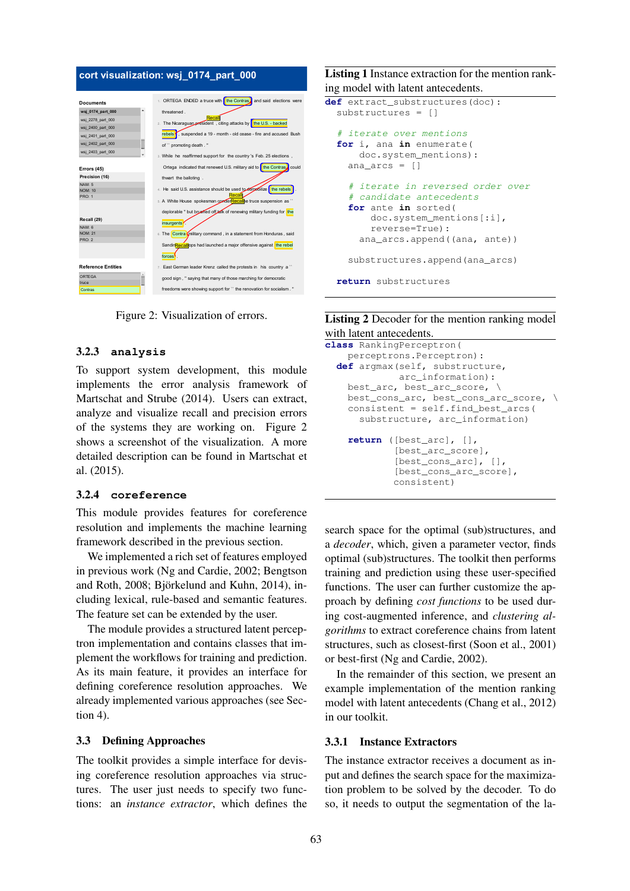Figure 2: Visualization of errors.

### 3.2.3 analysis

To support system development, this module implements the error analysis framework of Martschat and Strube (2014). Users can extract, analyze and visualize recall and precision errors of the systems they are working on. Figure 2 shows a screenshot of the visualization. A more detailed description can be found in Martschat et al. (2015).

### 3.2.4 coreference

This module provides features for coreference resolution and implements the machine learning framework described in the previous section.

We implemented a rich set of features employed in previous work (Ng and Cardie, 2002; Bengtson and Roth, 2008; Björkelund and Kuhn, 2014), including lexical, rule-based and semantic features. The feature set can be extended by the user.

The module provides a structured latent perceptron implementation and contains classes that implement the workflows for training and prediction. As its main feature, it provides an interface for defining coreference resolution approaches. We already implemented various approaches (see Section 4).

## 3.3 Defining Approaches

The toolkit provides a simple interface for devising coreference resolution approaches via structures. The user just needs to specify two functions: an *instance extractor*, which defines the search space for the optimal (sub)structures, and a *decoder*, which, given a parameter vector, finds optimal (sub)structures. The toolkit then performs training and prediction using these user-specified functions. The user can further customize the approach by defining *cost functions* to be used during cost-augmented inference, and *clustering algorithms* to extract coreference chains from latent structures, such as closest-first (Soon et al., 2001) or best-first (Ng and Cardie, 2002).

In the remainder of this section, we present an example implementation of the mention ranking model with latent antecedents (Chang et al., 2012) in our toolkit.

**Listing 1** Instance extraction for the mention ranking model with latent antecedents.

```
def extract_substructures(doc):
    substructures = []

    # iterate over mentions
    for i, ana in enumerate(
            doc.system_mentions):
        ana_arcs = []

        # iterate in reversed order over
        # candidate antecedents
        for ante in sorted(
                doc.system_mentions[:i],
                reverse=True):
            ana_arcs.append((ana, ante))

        substructures.append(ana_arcs)

    return substructures
```

**Listing 2** Decoder for the mention ranking model with latent antecedents.

```
class RankingPerceptron(
        perceptrons.Perceptron):
    def argmax(self, substructure,
               arc_information):
        best_arc, best_arc_score, \
        best_cons_arc, best_cons_arc_score, \
        consistent = self.find_best_arcs(
            substructure, arc_information)

        return ([best_arc], [],
                [best_arc_score],
                [best_cons_arc], [],
                [best_cons_arc_score],
                consistent)
```

### 3.3.1 Instance Extractors

The instance extractor receives a document as input and defines the search space for the maximization problem to be solved by the decoder. To do so, it needs to output the segmentation of the la-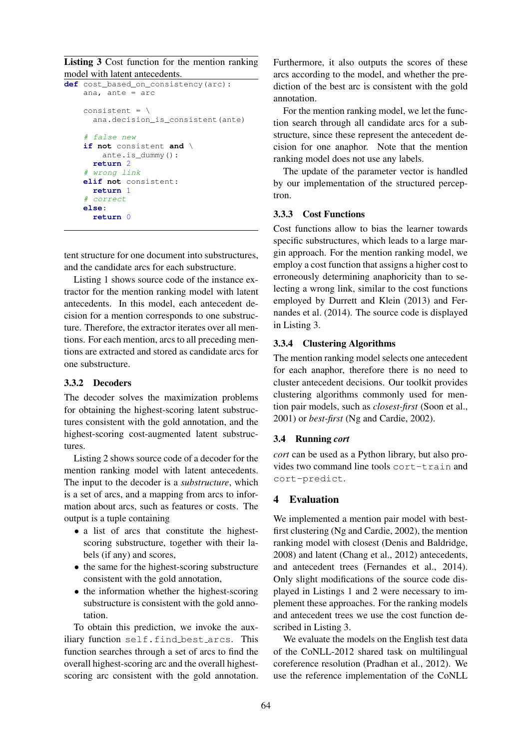**Listing 3** Cost function for the mention ranking model with latent antecedents.

```
def cost_based_on_consistency(arc):
    ana, ante = arc

    consistent = \
      ana.decision_is_consistent(ante)

    # false new
    if not consistent and \
        ante.is_dummy():
      return 2
    # wrong link
    elif not consistent:
      return 1
    # correct
    else:
      return 0
```

tent structure for one document into substructures, and the candidate arcs for each substructure.

Listing 1 shows source code of the instance extractor for the mention ranking model with latent antecedents. In this model, each antecedent decision for a mention corresponds to one substructure. Therefore, the extractor iterates over all mentions. For each mention, arcs to all preceding mentions are extracted and stored as candidate arcs for one substructure.

#### 3.3.2 Decoders

The decoder solves the maximization problems for obtaining the highest-scoring latent substructures consistent with the gold annotation, and the highest-scoring cost-augmented latent substructures.

Listing 2 shows source code of a decoder for the mention ranking model with latent antecedents. The input to the decoder is a *substructure*, which is a set of arcs, and a mapping from arcs to information about arcs, such as features or costs. The output is a tuple containing

- a list of arcs that constitute the highest-scoring substructure, together with their labels (if any) and scores,
- the same for the highest-scoring substructure consistent with the gold annotation,
- the information whether the highest-scoring substructure is consistent with the gold annotation.

To obtain this prediction, we invoke the auxiliary function `self.find_best_arcs`. This function searches through a set of arcs to find the overall highest-scoring arc and the overall highest-scoring arc consistent with the gold annotation. Furthermore, it also outputs the scores of these arcs according to the model, and whether the prediction of the best arc is consistent with the gold annotation.

For the mention ranking model, we let the function search through all candidate arcs for a substructure, since these represent the antecedent decision for one anaphor. Note that the mention ranking model does not use any labels.

The update of the parameter vector is handled by our implementation of the structured perceptron.

#### 3.3.3 Cost Functions

Cost functions allow to bias the learner towards specific substructures, which leads to a large margin approach. For the mention ranking model, we employ a cost function that assigns a higher cost to erroneously determining anaphoricity than to selecting a wrong link, similar to the cost functions employed by Durrett and Klein (2013) and Fernandes et al. (2014). The source code is displayed in Listing 3.

#### 3.3.4 Clustering Algorithms

The mention ranking model selects one antecedent for each anaphor, therefore there is no need to cluster antecedent decisions. Our toolkit provides clustering algorithms commonly used for mention pair models, such as *closest-first* (Soon et al., 2001) or *best-first* (Ng and Cardie, 2002).

### 3.4 Running *cort*

*cort* can be used as a Python library, but also provides two command line tools `cort-train` and `cort-predict`.

## 4 Evaluation

We implemented a mention pair model with best-first clustering (Ng and Cardie, 2002), the mention ranking model with closest (Denis and Baldridge, 2008) and latent (Chang et al., 2012) antecedents, and antecedent trees (Fernandes et al., 2014). Only slight modifications of the source code displayed in Listings 1 and 2 were necessary to implement these approaches. For the ranking models and antecedent trees we use the cost function described in Listing 3.

We evaluate the models on the English test data of the CoNLL-2012 shared task on multilingual coreference resolution (Pradhan et al., 2012). We use the reference implementation of the CoNLL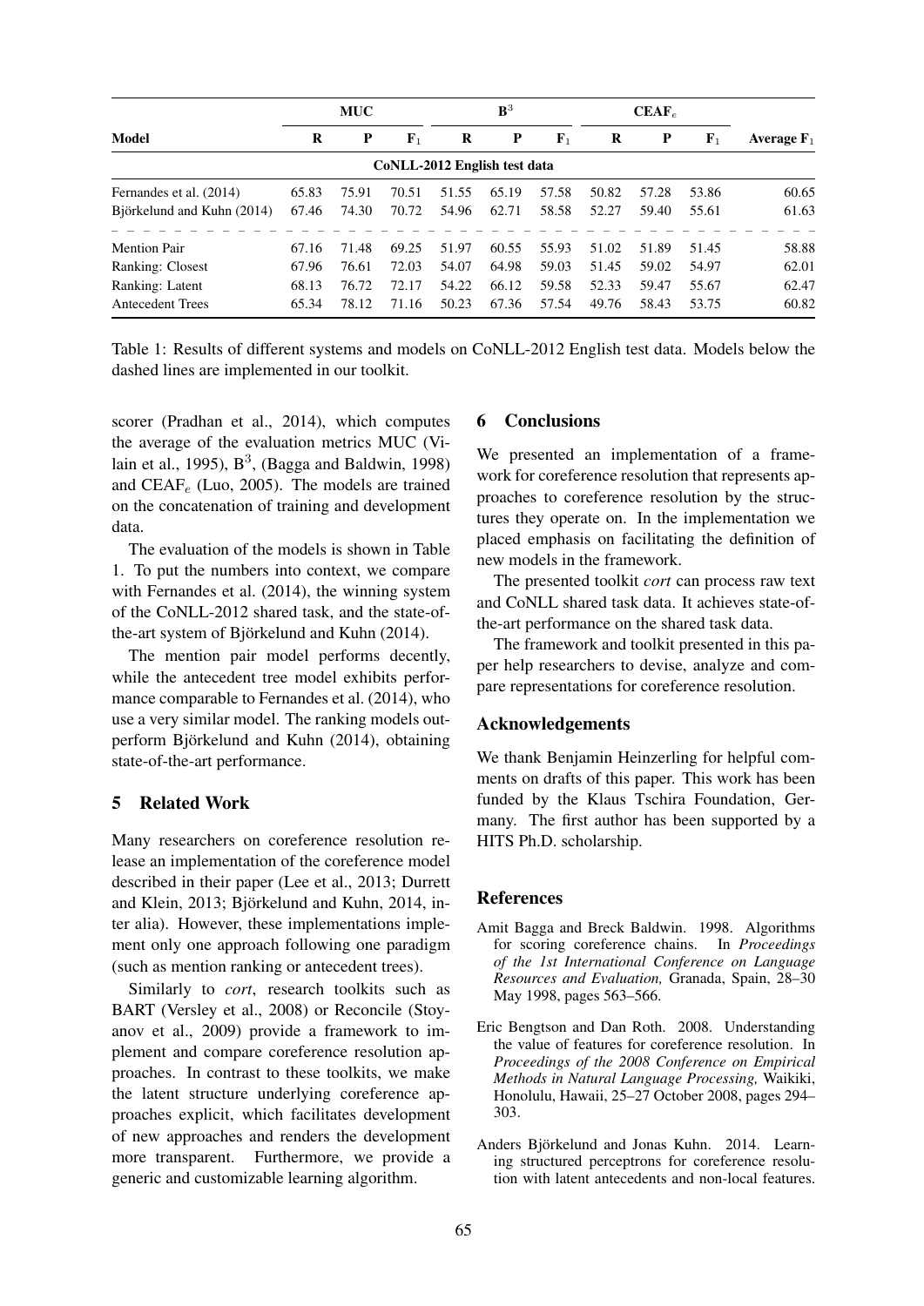| Model | MUC | | | $B^3$ | | | $CEAF_e$ | | | Average $F_1$ |
|---|---|---|---|---|---|---|---|---|---|---|
| | R | P | $F_1$ | R | P | $F_1$ | R | P | $F_1$ | |
| **CoNLL-2012 English test data** | | | | | | | | | | |
| Fernandes et al. (2014) | 65.83 | 75.91 | 70.51 | 51.55 | 65.19 | 57.58 | 50.82 | 57.28 | 53.86 | 60.65 |
| Björkelund and Kuhn (2014) | 67.46 | 74.30 | 70.72 | 54.96 | 62.71 | 58.58 | 52.27 | 59.40 | 55.61 | 61.63 |
| Mention Pair | 67.16 | 71.48 | 69.25 | 51.97 | 60.55 | 55.93 | 51.02 | 51.89 | 51.45 | 58.88 |
| Ranking: Closest | 67.96 | 76.61 | 72.03 | 54.07 | 64.98 | 59.03 | 51.45 | 59.02 | 54.97 | 62.01 |
| Ranking: Latent | 68.13 | 76.72 | 72.17 | 54.22 | 66.12 | 59.58 | 52.33 | 59.47 | 55.67 | 62.47 |
| Antecedent Trees | 65.34 | 78.12 | 71.16 | 50.23 | 67.36 | 57.54 | 49.76 | 58.43 | 53.75 | 60.82 |

Table 1: Results of different systems and models on CoNLL-2012 English test data. Models below the dashed lines are implemented in our toolkit.

scorer (Pradhan et al., 2014), which computes the average of the evaluation metrics MUC (Vilain et al., 1995), $B^3$, (Bagga and Baldwin, 1998) and $CEAF_e$ (Luo, 2005). The models are trained on the concatenation of training and development data.

The evaluation of the models is shown in Table 1. To put the numbers into context, we compare with Fernandes et al. (2014), the winning system of the CoNLL-2012 shared task, and the state-of-the-art system of Björkelund and Kuhn (2014).

The mention pair model performs decently, while the antecedent tree model exhibits performance comparable to Fernandes et al. (2014), who use a very similar model. The ranking models outperform Björkelund and Kuhn (2014), obtaining state-of-the-art performance.

## 5 Related Work

Many researchers on coreference resolution release an implementation of the coreference model described in their paper (Lee et al., 2013; Durrett and Klein, 2013; Björkelund and Kuhn, 2014, inter alia). However, these implementations implement only one approach following one paradigm (such as mention ranking or antecedent trees).

Similarly to *cort*, research toolkits such as BART (Versley et al., 2008) or Reconcile (Stoyanov et al., 2009) provide a framework to implement and compare coreference resolution approaches. In contrast to these toolkits, we make the latent structure underlying coreference approaches explicit, which facilitates development of new approaches and renders the development more transparent. Furthermore, we provide a generic and customizable learning algorithm.

## 6 Conclusions

We presented an implementation of a framework for coreference resolution that represents approaches to coreference resolution by the structures they operate on. In the implementation we placed emphasis on facilitating the definition of new models in the framework.

The presented toolkit *cort* can process raw text and CoNLL shared task data. It achieves state-of-the-art performance on the shared task data.

The framework and toolkit presented in this paper help researchers to devise, analyze and compare representations for coreference resolution.

## Acknowledgements

We thank Benjamin Heinzerling for helpful comments on drafts of this paper. This work has been funded by the Klaus Tschira Foundation, Germany. The first author has been supported by a HITS Ph.D. scholarship.

## References

Amit Bagga and Breck Baldwin. 1998. Algorithms for scoring coreference chains. In *Proceedings of the 1st International Conference on Language Resources and Evaluation,* Granada, Spain, 28–30 May 1998, pages 563–566.

Eric Bengtson and Dan Roth. 2008. Understanding the value of features for coreference resolution. In *Proceedings of the 2008 Conference on Empirical Methods in Natural Language Processing,* Waikiki, Honolulu, Hawaii, 25–27 October 2008, pages 294–303.

Anders Björkelund and Jonas Kuhn. 2014. Learning structured perceptrons for coreference resolution with latent antecedents and non-local features.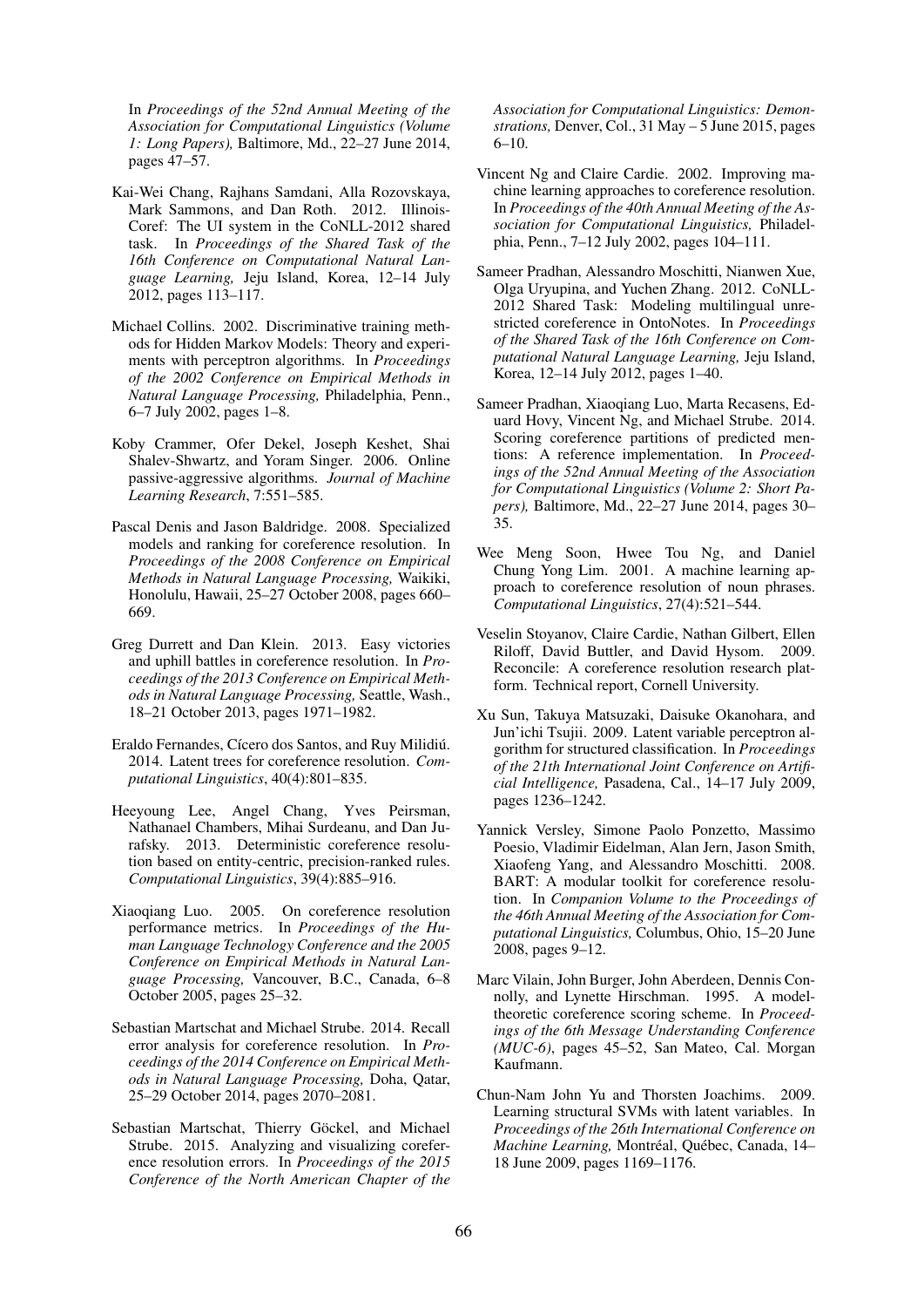In *Proceedings of the 52nd Annual Meeting of the Association for Computational Linguistics (Volume 1: Long Papers),* Baltimore, Md., 22–27 June 2014, pages 47–57.

Kai-Wei Chang, Rajhans Samdani, Alla Rozovskaya, Mark Sammons, and Dan Roth. 2012. Illinois-Coref: The UI system in the CoNLL-2012 shared task. In *Proceedings of the Shared Task of the 16th Conference on Computational Natural Language Learning,* Jeju Island, Korea, 12–14 July 2012, pages 113–117.

Michael Collins. 2002. Discriminative training methods for Hidden Markov Models: Theory and experiments with perceptron algorithms. In *Proceedings of the 2002 Conference on Empirical Methods in Natural Language Processing,* Philadelphia, Penn., 6–7 July 2002, pages 1–8.

Koby Crammer, Ofer Dekel, Joseph Keshet, Shai Shalev-Shwartz, and Yoram Singer. 2006. Online passive-aggressive algorithms. *Journal of Machine Learning Research*, 7:551–585.

Pascal Denis and Jason Baldridge. 2008. Specialized models and ranking for coreference resolution. In *Proceedings of the 2008 Conference on Empirical Methods in Natural Language Processing,* Waikiki, Honolulu, Hawaii, 25–27 October 2008, pages 660–669.

Greg Durrett and Dan Klein. 2013. Easy victories and uphill battles in coreference resolution. In *Proceedings of the 2013 Conference on Empirical Methods in Natural Language Processing,* Seattle, Wash., 18–21 October 2013, pages 1971–1982.

Eraldo Fernandes, Cícero dos Santos, and Ruy Milidiú. 2014. Latent trees for coreference resolution. *Computational Linguistics*, 40(4):801–835.

Heeyoung Lee, Angel Chang, Yves Peirsman, Nathanael Chambers, Mihai Surdeanu, and Dan Jurafsky. 2013. Deterministic coreference resolution based on entity-centric, precision-ranked rules. *Computational Linguistics*, 39(4):885–916.

Xiaoqiang Luo. 2005. On coreference resolution performance metrics. In *Proceedings of the Human Language Technology Conference and the 2005 Conference on Empirical Methods in Natural Language Processing,* Vancouver, B.C., Canada, 6–8 October 2005, pages 25–32.

Sebastian Martschat and Michael Strube. 2014. Recall error analysis for coreference resolution. In *Proceedings of the 2014 Conference on Empirical Methods in Natural Language Processing,* Doha, Qatar, 25–29 October 2014, pages 2070–2081.

Sebastian Martschat, Thierry Göckel, and Michael Strube. 2015. Analyzing and visualizing coreference resolution errors. In *Proceedings of the 2015 Conference of the North American Chapter of the Association for Computational Linguistics: Demonstrations,* Denver, Col., 31 May – 5 June 2015, pages 6–10.

Vincent Ng and Claire Cardie. 2002. Improving machine learning approaches to coreference resolution. In *Proceedings of the 40th Annual Meeting of the Association for Computational Linguistics,* Philadelphia, Penn., 7–12 July 2002, pages 104–111.

Sameer Pradhan, Alessandro Moschitti, Nianwen Xue, Olga Uryupina, and Yuchen Zhang. 2012. CoNLL-2012 Shared Task: Modeling multilingual unrestricted coreference in OntoNotes. In *Proceedings of the Shared Task of the 16th Conference on Computational Natural Language Learning,* Jeju Island, Korea, 12–14 July 2012, pages 1–40.

Sameer Pradhan, Xiaoqiang Luo, Marta Recasens, Eduard Hovy, Vincent Ng, and Michael Strube. 2014. Scoring coreference partitions of predicted mentions: A reference implementation. In *Proceedings of the 52nd Annual Meeting of the Association for Computational Linguistics (Volume 2: Short Papers),* Baltimore, Md., 22–27 June 2014, pages 30–35.

Wee Meng Soon, Hwee Tou Ng, and Daniel Chung Yong Lim. 2001. A machine learning approach to coreference resolution of noun phrases. *Computational Linguistics*, 27(4):521–544.

Veselin Stoyanov, Claire Cardie, Nathan Gilbert, Ellen Riloff, David Buttler, and David Hysom. 2009. Reconcile: A coreference resolution research platform. Technical report, Cornell University.

Xu Sun, Takuya Matsuzaki, Daisuke Okanohara, and Jun'ichi Tsujii. 2009. Latent variable perceptron algorithm for structured classification. In *Proceedings of the 21th International Joint Conference on Artificial Intelligence,* Pasadena, Cal., 14–17 July 2009, pages 1236–1242.

Yannick Versley, Simone Paolo Ponzetto, Massimo Poesio, Vladimir Eidelman, Alan Jern, Jason Smith, Xiaofeng Yang, and Alessandro Moschitti. 2008. BART: A modular toolkit for coreference resolution. In *Companion Volume to the Proceedings of the 46th Annual Meeting of the Association for Computational Linguistics,* Columbus, Ohio, 15–20 June 2008, pages 9–12.

Marc Vilain, John Burger, John Aberdeen, Dennis Connolly, and Lynette Hirschman. 1995. A model-theoretic coreference scoring scheme. In *Proceedings of the 6th Message Understanding Conference (MUC-6)*, pages 45–52, San Mateo, Cal. Morgan Kaufmann.

Chun-Nam John Yu and Thorsten Joachims. 2009. Learning structural SVMs with latent variables. In *Proceedings of the 26th International Conference on Machine Learning,* Montréal, Québec, Canada, 14–18 June 2009, pages 1169–1176.